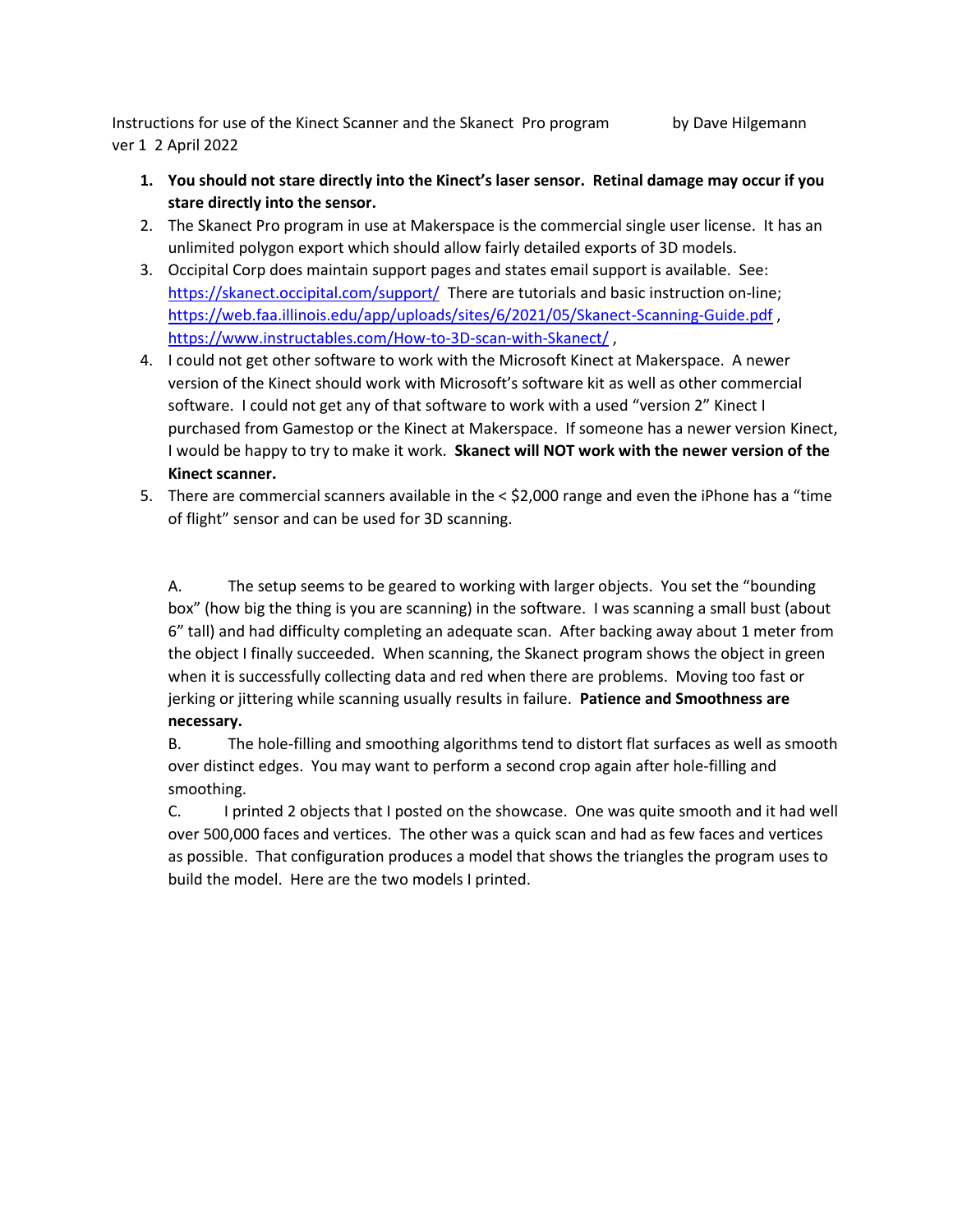Instructions for use of the Kinect Scanner and the Skanect Pro program by Dave Hilgemann
ver 1 2 April 2022

1. **You should not stare directly into the Kinect's laser sensor. Retinal damage may occur if you stare directly into the sensor.**
2. The Skanect Pro program in use at Makerspace is the commercial single user license. It has an unlimited polygon export which should allow fairly detailed exports of 3D models.
3. Occipital Corp does maintain support pages and states email support is available. See: https://skanect.occipital.com/support/ There are tutorials and basic instruction on-line; https://web.faa.illinois.edu/app/uploads/sites/6/2021/05/Skanect-Scanning-Guide.pdf , https://www.instructables.com/How-to-3D-scan-with-Skanect/ ,
4. I could not get other software to work with the Microsoft Kinect at Makerspace. A newer version of the Kinect should work with Microsoft's software kit as well as other commercial software. I could not get any of that software to work with a used "version 2" Kinect I purchased from Gamestop or the Kinect at Makerspace. If someone has a newer version Kinect, I would be happy to try to make it work. **Skanect will NOT work with the newer version of the Kinect scanner.**
5. There are commercial scanners available in the < $2,000 range and even the iPhone has a "time of flight" sensor and can be used for 3D scanning.

A. The setup seems to be geared to working with larger objects. You set the "bounding box" (how big the thing is you are scanning) in the software. I was scanning a small bust (about 6" tall) and had difficulty completing an adequate scan. After backing away about 1 meter from the object I finally succeeded. When scanning, the Skanect program shows the object in green when it is successfully collecting data and red when there are problems. Moving too fast or jerking or jittering while scanning usually results in failure. **Patience and Smoothness are necessary.**

B. The hole-filling and smoothing algorithms tend to distort flat surfaces as well as smooth over distinct edges. You may want to perform a second crop again after hole-filling and smoothing.

C. I printed 2 objects that I posted on the showcase. One was quite smooth and it had well over 500,000 faces and vertices. The other was a quick scan and had as few faces and vertices as possible. That configuration produces a model that shows the triangles the program uses to build the model. Here are the two models I printed.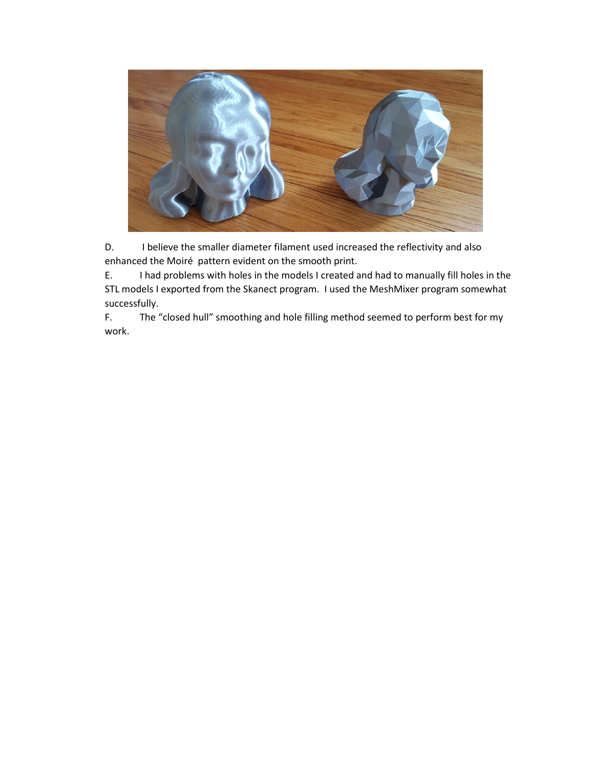D. I believe the smaller diameter filament used increased the reflectivity and also enhanced the Moiré pattern evident on the smooth print.

E. I had problems with holes in the models I created and had to manually fill holes in the STL models I exported from the Skanect program. I used the MeshMixer program somewhat successfully.

F. The "closed hull" smoothing and hole filling method seemed to perform best for my work.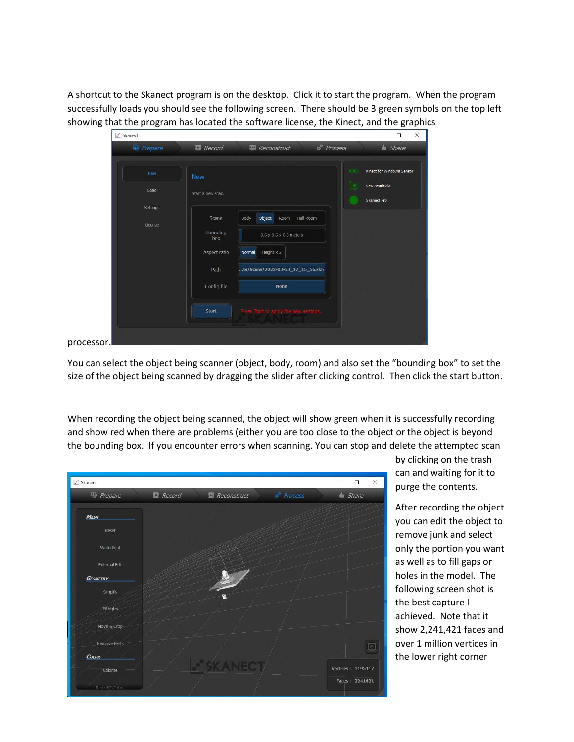A shortcut to the Skanect program is on the desktop. Click it to start the program. When the program successfully loads you should see the following screen. There should be 3 green symbols on the top left showing that the program has located the software license, the Kinect, and the graphics processor.

You can select the object being scanner (object, body, room) and also set the "bounding box" to set the size of the object being scanned by dragging the slider after clicking control. Then click the start button.

When recording the object being scanned, the object will show green when it is successfully recording and show red when there are problems (either you are too close to the object or the object is beyond the bounding box. If you encounter errors when scanning. You can stop and delete the attempted scan by clicking on the trash can and waiting for it to purge the contents.

After recording the object you can edit the object to remove junk and select only the portion you want as well as to fill gaps or holes in the model. The following screen shot is the best capture I achieved. Note that it show 2,241,421 faces and over 1 million vertices in the lower right corner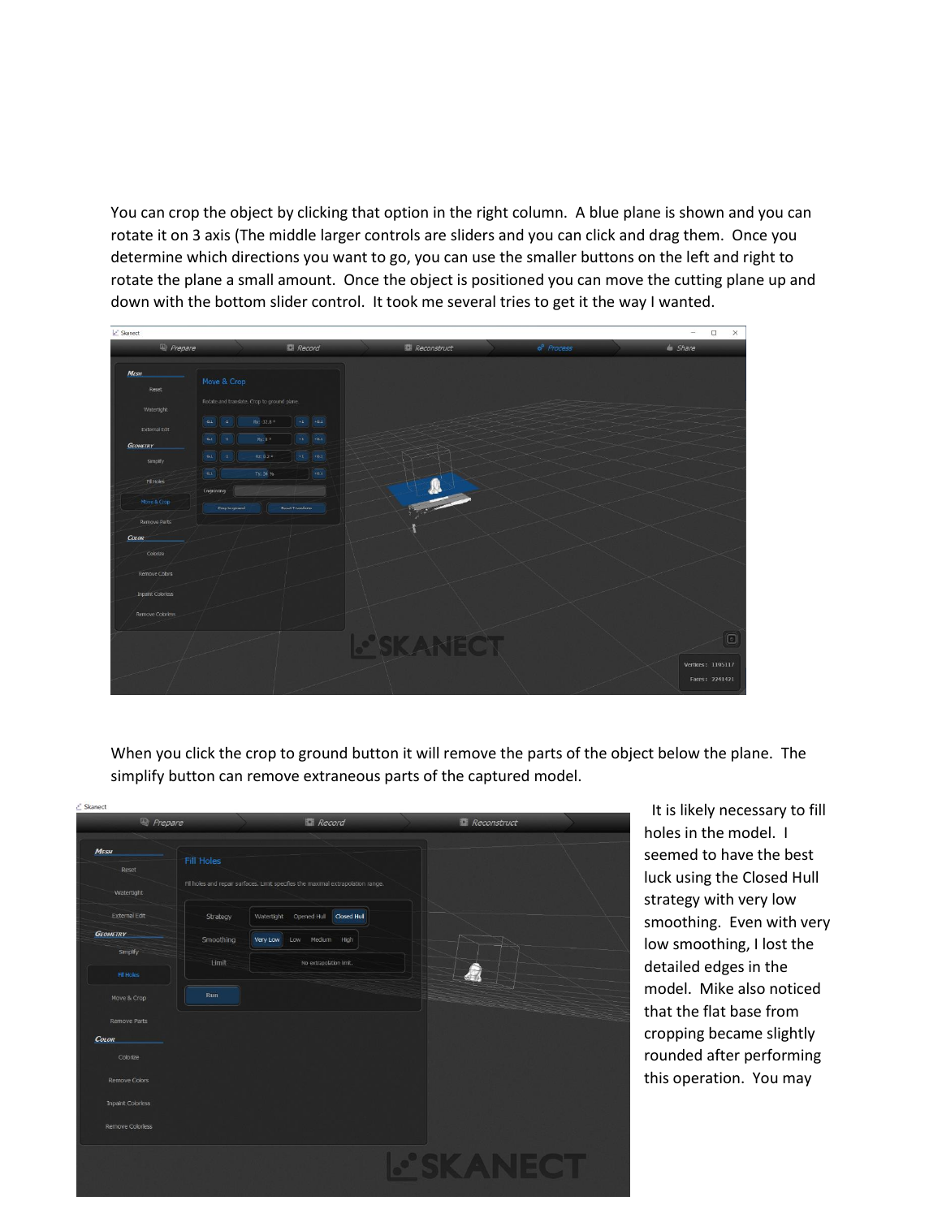You can crop the object by clicking that option in the right column. A blue plane is shown and you can rotate it on 3 axis (The middle larger controls are sliders and you can click and drag them. Once you determine which directions you want to go, you can use the smaller buttons on the left and right to rotate the plane a small amount. Once the object is positioned you can move the cutting plane up and down with the bottom slider control. It took me several tries to get it the way I wanted.

When you click the crop to ground button it will remove the parts of the object below the plane. The simplify button can remove extraneous parts of the captured model.

It is likely necessary to fill holes in the model. I seemed to have the best luck using the Closed Hull strategy with very low smoothing. Even with very low smoothing, I lost the detailed edges in the model. Mike also noticed that the flat base from cropping became slightly rounded after performing this operation. You may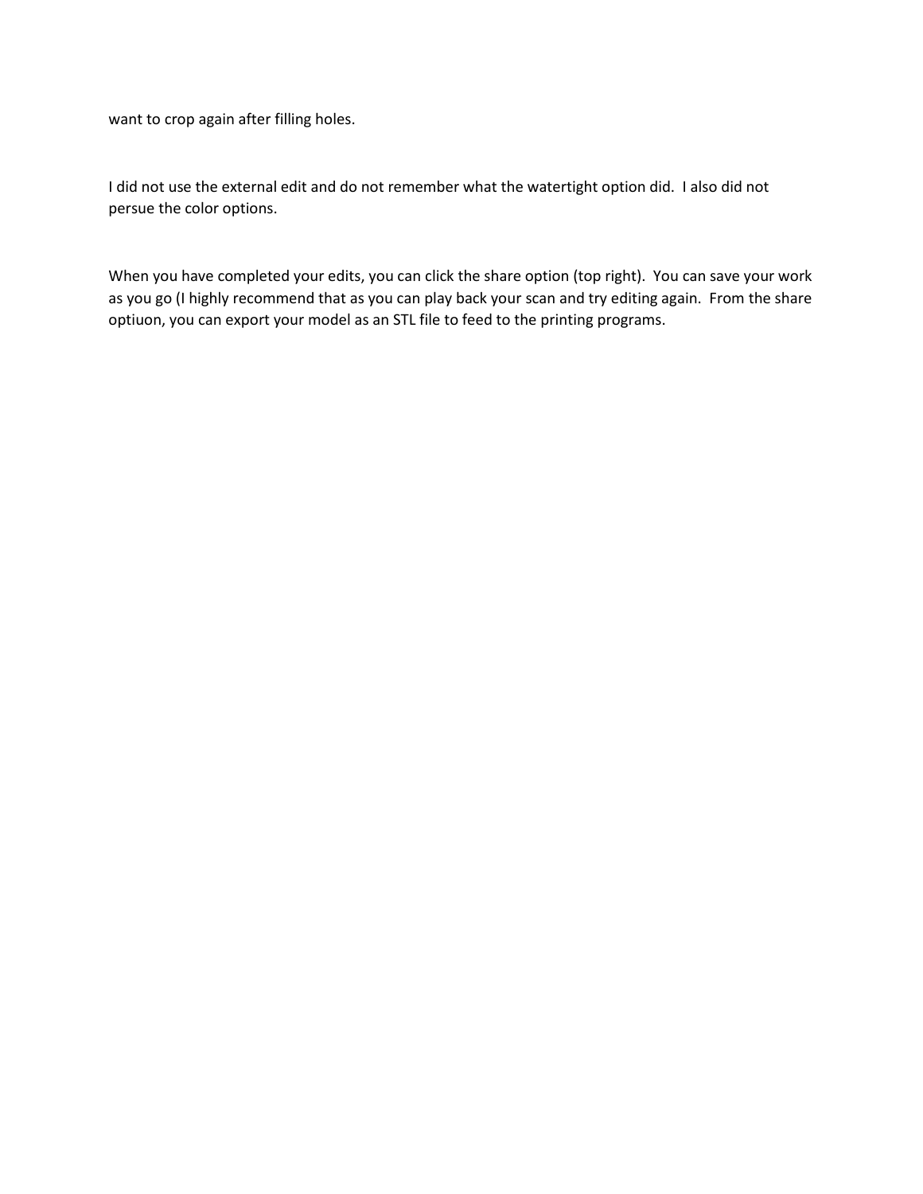want to crop again after filling holes.

I did not use the external edit and do not remember what the watertight option did. I also did not persue the color options.

When you have completed your edits, you can click the share option (top right). You can save your work as you go (I highly recommend that as you can play back your scan and try editing again. From the share optiuon, you can export your model as an STL file to feed to the printing programs.